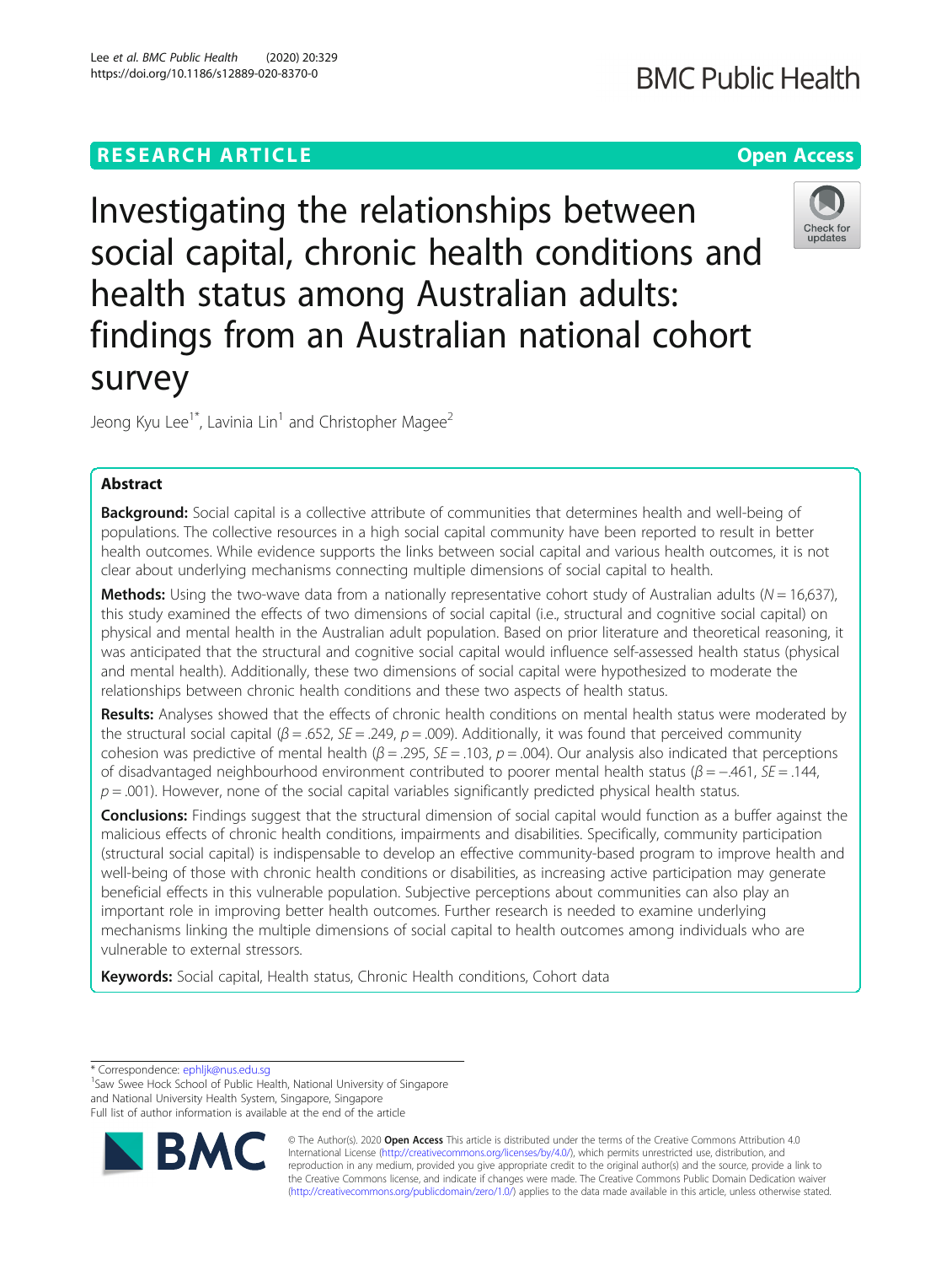RESEARCH ARTICLE

Open Access

# Investigating the relationships between social capital, chronic health conditions and health status among Australian adults: findings from an Australian national cohort survey

Jeong Kyu Lee[1*], Lavinia Lin[1] and Christopher Magee[2]

## Abstract

**Background:** Social capital is a collective attribute of communities that determines health and well-being of populations. The collective resources in a high social capital community have been reported to result in better health outcomes. While evidence supports the links between social capital and various health outcomes, it is not clear about underlying mechanisms connecting multiple dimensions of social capital to health.

**Methods:** Using the two-wave data from a nationally representative cohort study of Australian adults ($N = 16{,}637$), this study examined the effects of two dimensions of social capital (i.e., structural and cognitive social capital) on physical and mental health in the Australian adult population. Based on prior literature and theoretical reasoning, it was anticipated that the structural and cognitive social capital would influence self-assessed health status (physical and mental health). Additionally, these two dimensions of social capital were hypothesized to moderate the relationships between chronic health conditions and these two aspects of health status.

**Results:** Analyses showed that the effects of chronic health conditions on mental health status were moderated by the structural social capital ($\beta = .652$, $SE = .249$, $p = .009$). Additionally, it was found that perceived community cohesion was predictive of mental health ($\beta = .295$, $SE = .103$, $p = .004$). Our analysis also indicated that perceptions of disadvantaged neighbourhood environment contributed to poorer mental health status ($\beta = -.461$, $SE = .144$, $p = .001$). However, none of the social capital variables significantly predicted physical health status.

**Conclusions:** Findings suggest that the structural dimension of social capital would function as a buffer against the malicious effects of chronic health conditions, impairments and disabilities. Specifically, community participation (structural social capital) is indispensable to develop an effective community-based program to improve health and well-being of those with chronic health conditions or disabilities, as increasing active participation may generate beneficial effects in this vulnerable population. Subjective perceptions about communities can also play an important role in improving better health outcomes. Further research is needed to examine underlying mechanisms linking the multiple dimensions of social capital to health outcomes among individuals who are vulnerable to external stressors.

**Keywords:** Social capital, Health status, Chronic Health conditions, Cohort data

\* Correspondence: ephljk@nus.edu.sg

[1]Saw Swee Hock School of Public Health, National University of Singapore and National University Health System, Singapore, Singapore

Full list of author information is available at the end of the article

© The Author(s). 2020 **Open Access** This article is distributed under the terms of the Creative Commons Attribution 4.0 International License (http://creativecommons.org/licenses/by/4.0/), which permits unrestricted use, distribution, and reproduction in any medium, provided you give appropriate credit to the original author(s) and the source, provide a link to the Creative Commons license, and indicate if changes were made. The Creative Commons Public Domain Dedication waiver (http://creativecommons.org/publicdomain/zero/1.0/) applies to the data made available in this article, unless otherwise stated.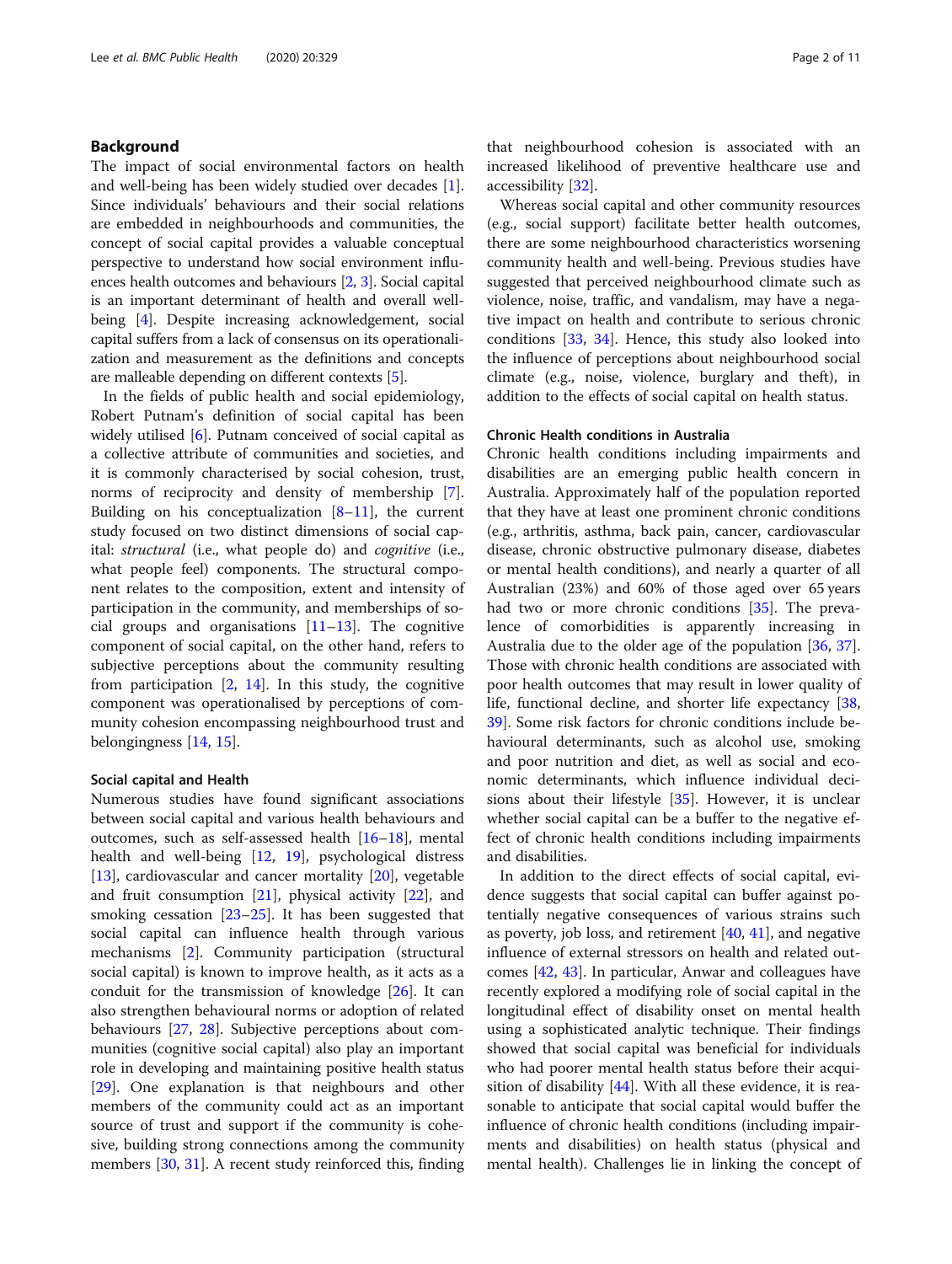## Background

The impact of social environmental factors on health and well-being has been widely studied over decades [1]. Since individuals' behaviours and their social relations are embedded in neighbourhoods and communities, the concept of social capital provides a valuable conceptual perspective to understand how social environment influences health outcomes and behaviours [2, 3]. Social capital is an important determinant of health and overall well-being [4]. Despite increasing acknowledgement, social capital suffers from a lack of consensus on its operationalization and measurement as the definitions and concepts are malleable depending on different contexts [5].

In the fields of public health and social epidemiology, Robert Putnam's definition of social capital has been widely utilised [6]. Putnam conceived of social capital as a collective attribute of communities and societies, and it is commonly characterised by social cohesion, trust, norms of reciprocity and density of membership [7]. Building on his conceptualization [8–11], the current study focused on two distinct dimensions of social capital: *structural* (i.e., what people do) and *cognitive* (i.e., what people feel) components. The structural component relates to the composition, extent and intensity of participation in the community, and memberships of social groups and organisations [11–13]. The cognitive component of social capital, on the other hand, refers to subjective perceptions about the community resulting from participation [2, 14]. In this study, the cognitive component was operationalised by perceptions of community cohesion encompassing neighbourhood trust and belongingness [14, 15].

### Social capital and Health

Numerous studies have found significant associations between social capital and various health behaviours and outcomes, such as self-assessed health [16–18], mental health and well-being [12, 19], psychological distress [13], cardiovascular and cancer mortality [20], vegetable and fruit consumption [21], physical activity [22], and smoking cessation [23–25]. It has been suggested that social capital can influence health through various mechanisms [2]. Community participation (structural social capital) is known to improve health, as it acts as a conduit for the transmission of knowledge [26]. It can also strengthen behavioural norms or adoption of related behaviours [27, 28]. Subjective perceptions about communities (cognitive social capital) also play an important role in developing and maintaining positive health status [29]. One explanation is that neighbours and other members of the community could act as an important source of trust and support if the community is cohesive, building strong connections among the community members [30, 31]. A recent study reinforced this, finding that neighbourhood cohesion is associated with an increased likelihood of preventive healthcare use and accessibility [32].

Whereas social capital and other community resources (e.g., social support) facilitate better health outcomes, there are some neighbourhood characteristics worsening community health and well-being. Previous studies have suggested that perceived neighbourhood climate such as violence, noise, traffic, and vandalism, may have a negative impact on health and contribute to serious chronic conditions [33, 34]. Hence, this study also looked into the influence of perceptions about neighbourhood social climate (e.g., noise, violence, burglary and theft), in addition to the effects of social capital on health status.

### Chronic Health conditions in Australia

Chronic health conditions including impairments and disabilities are an emerging public health concern in Australia. Approximately half of the population reported that they have at least one prominent chronic conditions (e.g., arthritis, asthma, back pain, cancer, cardiovascular disease, chronic obstructive pulmonary disease, diabetes or mental health conditions), and nearly a quarter of all Australian (23%) and 60% of those aged over 65 years had two or more chronic conditions [35]. The prevalence of comorbidities is apparently increasing in Australia due to the older age of the population [36, 37]. Those with chronic health conditions are associated with poor health outcomes that may result in lower quality of life, functional decline, and shorter life expectancy [38, 39]. Some risk factors for chronic conditions include behavioural determinants, such as alcohol use, smoking and poor nutrition and diet, as well as social and economic determinants, which influence individual decisions about their lifestyle [35]. However, it is unclear whether social capital can be a buffer to the negative effect of chronic health conditions including impairments and disabilities.

In addition to the direct effects of social capital, evidence suggests that social capital can buffer against potentially negative consequences of various strains such as poverty, job loss, and retirement [40, 41], and negative influence of external stressors on health and related outcomes [42, 43]. In particular, Anwar and colleagues have recently explored a modifying role of social capital in the longitudinal effect of disability onset on mental health using a sophisticated analytic technique. Their findings showed that social capital was beneficial for individuals who had poorer mental health status before their acquisition of disability [44]. With all these evidence, it is reasonable to anticipate that social capital would buffer the influence of chronic health conditions (including impairments and disabilities) on health status (physical and mental health). Challenges lie in linking the concept of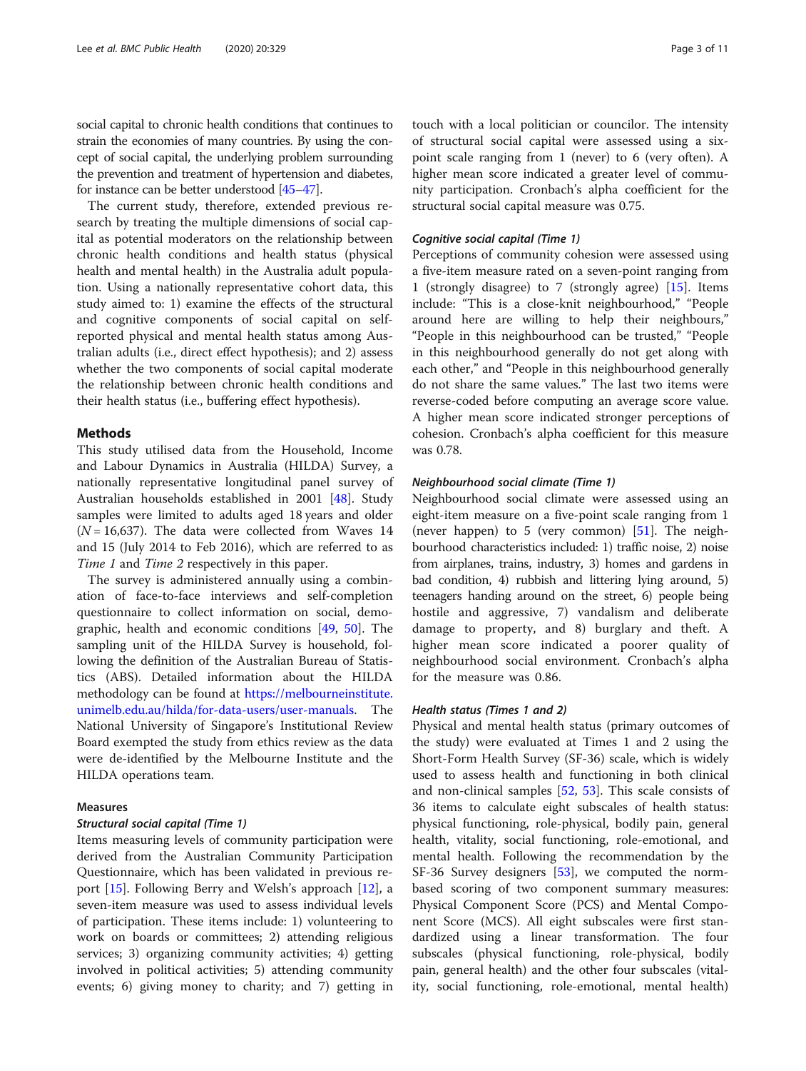social capital to chronic health conditions that continues to strain the economies of many countries. By using the concept of social capital, the underlying problem surrounding the prevention and treatment of hypertension and diabetes, for instance can be better understood [45–47].

The current study, therefore, extended previous research by treating the multiple dimensions of social capital as potential moderators on the relationship between chronic health conditions and health status (physical health and mental health) in the Australia adult population. Using a nationally representative cohort data, this study aimed to: 1) examine the effects of the structural and cognitive components of social capital on self-reported physical and mental health status among Australian adults (i.e., direct effect hypothesis); and 2) assess whether the two components of social capital moderate the relationship between chronic health conditions and their health status (i.e., buffering effect hypothesis).

## Methods

This study utilised data from the Household, Income and Labour Dynamics in Australia (HILDA) Survey, a nationally representative longitudinal panel survey of Australian households established in 2001 [48]. Study samples were limited to adults aged 18 years and older ($N = 16{,}637$). The data were collected from Waves 14 and 15 (July 2014 to Feb 2016), which are referred to as *Time 1* and *Time 2* respectively in this paper.

The survey is administered annually using a combination of face-to-face interviews and self-completion questionnaire to collect information on social, demographic, health and economic conditions [49, 50]. The sampling unit of the HILDA Survey is household, following the definition of the Australian Bureau of Statistics (ABS). Detailed information about the HILDA methodology can be found at https://melbourneinstitute.unimelb.edu.au/hilda/for-data-users/user-manuals. The National University of Singapore's Institutional Review Board exempted the study from ethics review as the data were de-identified by the Melbourne Institute and the HILDA operations team.

### Measures

#### *Structural social capital (Time 1)*

Items measuring levels of community participation were derived from the Australian Community Participation Questionnaire, which has been validated in previous report [15]. Following Berry and Welsh's approach [12], a seven-item measure was used to assess individual levels of participation. These items include: 1) volunteering to work on boards or committees; 2) attending religious services; 3) organizing community activities; 4) getting involved in political activities; 5) attending community events; 6) giving money to charity; and 7) getting in touch with a local politician or councilor. The intensity of structural social capital were assessed using a six-point scale ranging from 1 (never) to 6 (very often). A higher mean score indicated a greater level of community participation. Cronbach's alpha coefficient for the structural social capital measure was 0.75.

#### *Cognitive social capital (Time 1)*

Perceptions of community cohesion were assessed using a five-item measure rated on a seven-point ranging from 1 (strongly disagree) to 7 (strongly agree) [15]. Items include: "This is a close-knit neighbourhood," "People around here are willing to help their neighbours," "People in this neighbourhood can be trusted," "People in this neighbourhood generally do not get along with each other," and "People in this neighbourhood generally do not share the same values." The last two items were reverse-coded before computing an average score value. A higher mean score indicated stronger perceptions of cohesion. Cronbach's alpha coefficient for this measure was 0.78.

#### *Neighbourhood social climate (Time 1)*

Neighbourhood social climate were assessed using an eight-item measure on a five-point scale ranging from 1 (never happen) to 5 (very common) [51]. The neighbourhood characteristics included: 1) traffic noise, 2) noise from airplanes, trains, industry, 3) homes and gardens in bad condition, 4) rubbish and littering lying around, 5) teenagers handing around on the street, 6) people being hostile and aggressive, 7) vandalism and deliberate damage to property, and 8) burglary and theft. A higher mean score indicated a poorer quality of neighbourhood social environment. Cronbach's alpha for the measure was 0.86.

#### *Health status (Times 1 and 2)*

Physical and mental health status (primary outcomes of the study) were evaluated at Times 1 and 2 using the Short-Form Health Survey (SF-36) scale, which is widely used to assess health and functioning in both clinical and non-clinical samples [52, 53]. This scale consists of 36 items to calculate eight subscales of health status: physical functioning, role-physical, bodily pain, general health, vitality, social functioning, role-emotional, and mental health. Following the recommendation by the SF-36 Survey designers [53], we computed the norm-based scoring of two component summary measures: Physical Component Score (PCS) and Mental Component Score (MCS). All eight subscales were first standardized using a linear transformation. The four subscales (physical functioning, role-physical, bodily pain, general health) and the other four subscales (vitality, social functioning, role-emotional, mental health)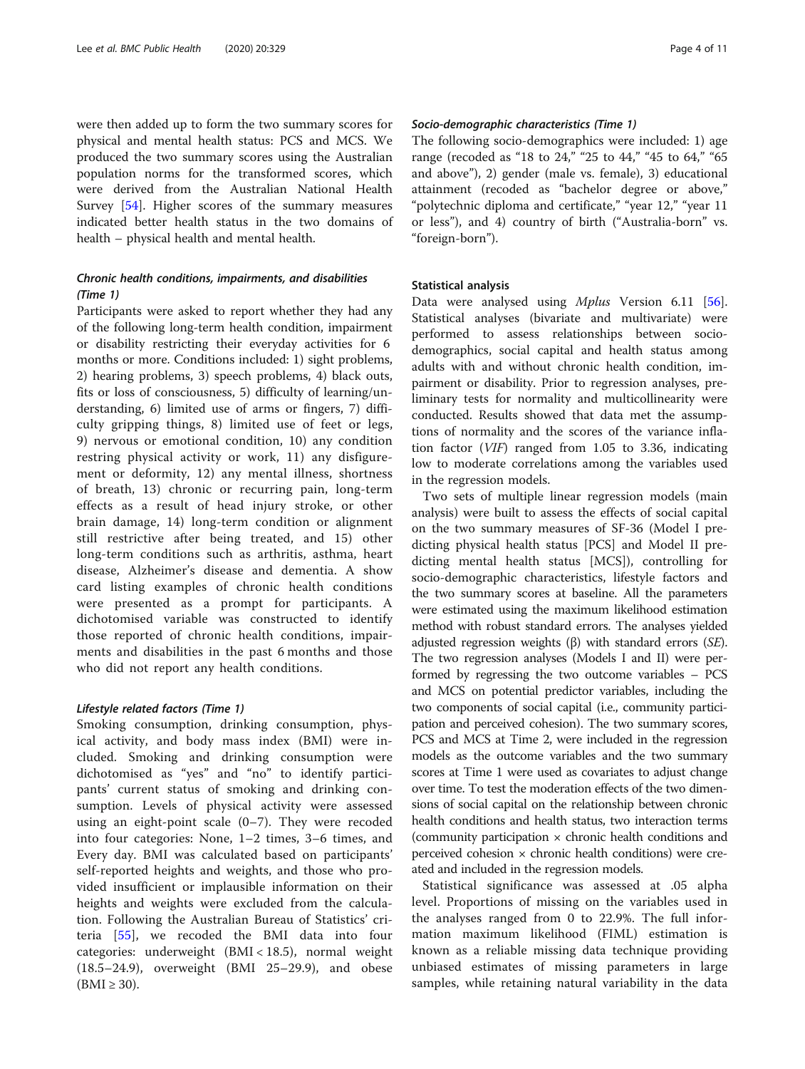were then added up to form the two summary scores for physical and mental health status: PCS and MCS. We produced the two summary scores using the Australian population norms for the transformed scores, which were derived from the Australian National Health Survey [54]. Higher scores of the summary measures indicated better health status in the two domains of health – physical health and mental health.

#### *Chronic health conditions, impairments, and disabilities (Time 1)*

Participants were asked to report whether they had any of the following long-term health condition, impairment or disability restricting their everyday activities for 6 months or more. Conditions included: 1) sight problems, 2) hearing problems, 3) speech problems, 4) black outs, fits or loss of consciousness, 5) difficulty of learning/understanding, 6) limited use of arms or fingers, 7) difficulty gripping things, 8) limited use of feet or legs, 9) nervous or emotional condition, 10) any condition restring physical activity or work, 11) any disfigurement or deformity, 12) any mental illness, shortness of breath, 13) chronic or recurring pain, long-term effects as a result of head injury stroke, or other brain damage, 14) long-term condition or alignment still restrictive after being treated, and 15) other long-term conditions such as arthritis, asthma, heart disease, Alzheimer's disease and dementia. A show card listing examples of chronic health conditions were presented as a prompt for participants. A dichotomised variable was constructed to identify those reported of chronic health conditions, impairments and disabilities in the past 6 months and those who did not report any health conditions.

#### *Lifestyle related factors (Time 1)*

Smoking consumption, drinking consumption, physical activity, and body mass index (BMI) were included. Smoking and drinking consumption were dichotomised as "yes" and "no" to identify participants' current status of smoking and drinking consumption. Levels of physical activity were assessed using an eight-point scale (0–7). They were recoded into four categories: None, 1–2 times, 3–6 times, and Every day. BMI was calculated based on participants' self-reported heights and weights, and those who provided insufficient or implausible information on their heights and weights were excluded from the calculation. Following the Australian Bureau of Statistics' criteria [55], we recoded the BMI data into four categories: underweight (BMI < 18.5), normal weight (18.5–24.9), overweight (BMI 25–29.9), and obese (BMI ≥ 30).

#### *Socio-demographic characteristics (Time 1)*

The following socio-demographics were included: 1) age range (recoded as "18 to 24," "25 to 44," "45 to 64," "65 and above"), 2) gender (male vs. female), 3) educational attainment (recoded as "bachelor degree or above," "polytechnic diploma and certificate," "year 12," "year 11 or less"), and 4) country of birth ("Australia-born" vs. "foreign-born").

### Statistical analysis

Data were analysed using *Mplus* Version 6.11 [56]. Statistical analyses (bivariate and multivariate) were performed to assess relationships between socio-demographics, social capital and health status among adults with and without chronic health condition, impairment or disability. Prior to regression analyses, preliminary tests for normality and multicollinearity were conducted. Results showed that data met the assumptions of normality and the scores of the variance inflation factor (*VIF*) ranged from 1.05 to 3.36, indicating low to moderate correlations among the variables used in the regression models.

Two sets of multiple linear regression models (main analysis) were built to assess the effects of social capital on the two summary measures of SF-36 (Model I predicting physical health status [PCS] and Model II predicting mental health status [MCS]), controlling for socio-demographic characteristics, lifestyle factors and the two summary scores at baseline. All the parameters were estimated using the maximum likelihood estimation method with robust standard errors. The analyses yielded adjusted regression weights (β) with standard errors (*SE*). The two regression analyses (Models I and II) were performed by regressing the two outcome variables – PCS and MCS on potential predictor variables, including the two components of social capital (i.e., community participation and perceived cohesion). The two summary scores, PCS and MCS at Time 2, were included in the regression models as the outcome variables and the two summary scores at Time 1 were used as covariates to adjust change over time. To test the moderation effects of the two dimensions of social capital on the relationship between chronic health conditions and health status, two interaction terms (community participation × chronic health conditions and perceived cohesion × chronic health conditions) were created and included in the regression models.

Statistical significance was assessed at .05 alpha level. Proportions of missing on the variables used in the analyses ranged from 0 to 22.9%. The full information maximum likelihood (FIML) estimation is known as a reliable missing data technique providing unbiased estimates of missing parameters in large samples, while retaining natural variability in the data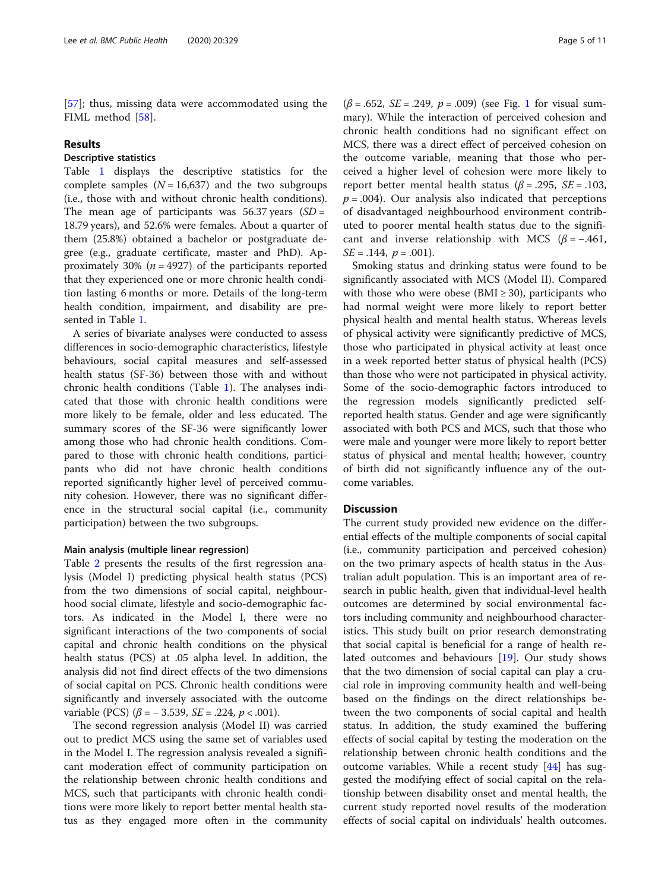[57]; thus, missing data were accommodated using the FIML method [58].

## Results

### Descriptive statistics

Table 1 displays the descriptive statistics for the complete samples ($N = 16{,}637$) and the two subgroups (i.e., those with and without chronic health conditions). The mean age of participants was 56.37 years ($SD =$ 18.79 years), and 52.6% were females. About a quarter of them (25.8%) obtained a bachelor or postgraduate degree (e.g., graduate certificate, master and PhD). Approximately 30% ($n = 4927$) of the participants reported that they experienced one or more chronic health condition lasting 6 months or more. Details of the long-term health condition, impairment, and disability are presented in Table 1.

A series of bivariate analyses were conducted to assess differences in socio-demographic characteristics, lifestyle behaviours, social capital measures and self-assessed health status (SF-36) between those with and without chronic health conditions (Table 1). The analyses indicated that those with chronic health conditions were more likely to be female, older and less educated. The summary scores of the SF-36 were significantly lower among those who had chronic health conditions. Compared to those with chronic health conditions, participants who did not have chronic health conditions reported significantly higher level of perceived community cohesion. However, there was no significant difference in the structural social capital (i.e., community participation) between the two subgroups.

#### Main analysis (multiple linear regression)

Table 2 presents the results of the first regression analysis (Model I) predicting physical health status (PCS) from the two dimensions of social capital, neighbourhood social climate, lifestyle and socio-demographic factors. As indicated in the Model I, there were no significant interactions of the two components of social capital and chronic health conditions on the physical health status (PCS) at .05 alpha level. In addition, the analysis did not find direct effects of the two dimensions of social capital on PCS. Chronic health conditions were significantly and inversely associated with the outcome variable (PCS) ($\beta = -3.539$, $SE = .224$, $p < .001$).

The second regression analysis (Model II) was carried out to predict MCS using the same set of variables used in the Model I. The regression analysis revealed a significant moderation effect of community participation on the relationship between chronic health conditions and MCS, such that participants with chronic health conditions were more likely to report better mental health status as they engaged more often in the community ($\beta = .652$, $SE = .249$, $p = .009$) (see Fig. 1 for visual summary). While the interaction of perceived cohesion and chronic health conditions had no significant effect on MCS, there was a direct effect of perceived cohesion on the outcome variable, meaning that those who perceived a higher level of cohesion were more likely to report better mental health status ($\beta = .295$, $SE = .103$, $p = .004$). Our analysis also indicated that perceptions of disadvantaged neighbourhood environment contributed to poorer mental health status due to the significant and inverse relationship with MCS ($\beta = -.461$, $SE = .144$, $p = .001$).

Smoking status and drinking status were found to be significantly associated with MCS (Model II). Compared with those who were obese ($BMI \geq 30$), participants who had normal weight were more likely to report better physical health and mental health status. Whereas levels of physical activity were significantly predictive of MCS, those who participated in physical activity at least once in a week reported better status of physical health (PCS) than those who were not participated in physical activity. Some of the socio-demographic factors introduced to the regression models significantly predicted self-reported health status. Gender and age were significantly associated with both PCS and MCS, such that those who were male and younger were more likely to report better status of physical and mental health; however, country of birth did not significantly influence any of the outcome variables.

## Discussion

The current study provided new evidence on the differential effects of the multiple components of social capital (i.e., community participation and perceived cohesion) on the two primary aspects of health status in the Australian adult population. This is an important area of research in public health, given that individual-level health outcomes are determined by social environmental factors including community and neighbourhood characteristics. This study built on prior research demonstrating that social capital is beneficial for a range of health related outcomes and behaviours [19]. Our study shows that the two dimension of social capital can play a crucial role in improving community health and well-being based on the findings on the direct relationships between the two components of social capital and health status. In addition, the study examined the buffering effects of social capital by testing the moderation on the relationship between chronic health conditions and the outcome variables. While a recent study [44] has suggested the modifying effect of social capital on the relationship between disability onset and mental health, the current study reported novel results of the moderation effects of social capital on individuals' health outcomes.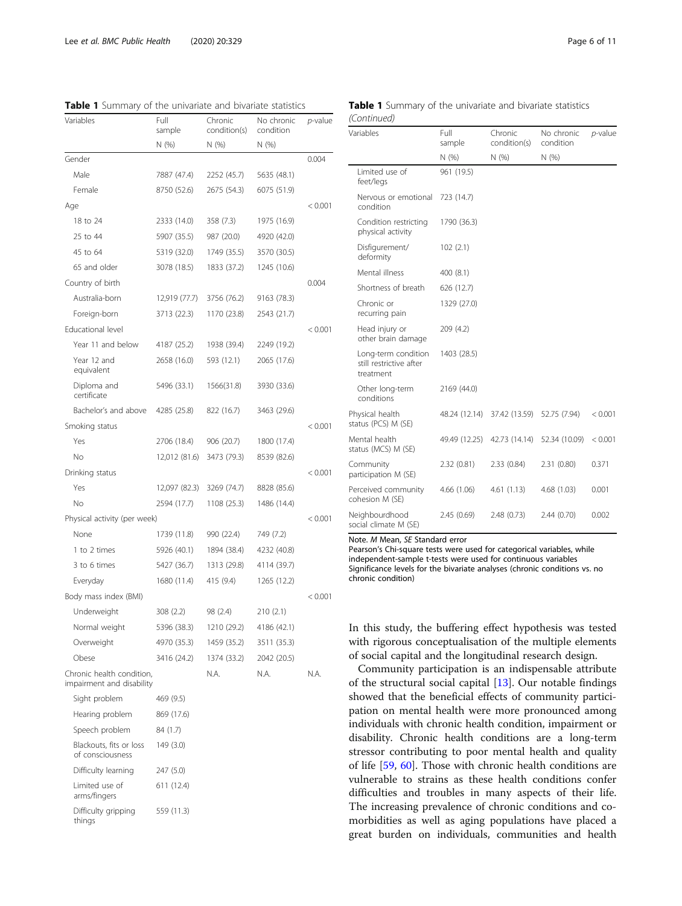**Table 1** Summary of the univariate and bivariate statistics

| Variables | Full sample | Chronic condition(s) | No chronic condition | *p*-value |
|---|---|---|---|---|
| | N (%) | N (%) | N (%) | |
| Gender | | | | 0.004 |
| Male | 7887 (47.4) | 2252 (45.7) | 5635 (48.1) | |
| Female | 8750 (52.6) | 2675 (54.3) | 6075 (51.9) | |
| Age | | | | < 0.001 |
| 18 to 24 | 2333 (14.0) | 358 (7.3) | 1975 (16.9) | |
| 25 to 44 | 5907 (35.5) | 987 (20.0) | 4920 (42.0) | |
| 45 to 64 | 5319 (32.0) | 1749 (35.5) | 3570 (30.5) | |
| 65 and older | 3078 (18.5) | 1833 (37.2) | 1245 (10.6) | |
| Country of birth | | | | 0.004 |
| Australia-born | 12,919 (77.7) | 3756 (76.2) | 9163 (78.3) | |
| Foreign-born | 3713 (22.3) | 1170 (23.8) | 2543 (21.7) | |
| Educational level | | | | < 0.001 |
| Year 11 and below | 4187 (25.2) | 1938 (39.4) | 2249 (19.2) | |
| Year 12 and equivalent | 2658 (16.0) | 593 (12.1) | 2065 (17.6) | |
| Diploma and certificate | 5496 (33.1) | 1566(31.8) | 3930 (33.6) | |
| Bachelor's and above | 4285 (25.8) | 822 (16.7) | 3463 (29.6) | |
| Smoking status | | | | < 0.001 |
| Yes | 2706 (18.4) | 906 (20.7) | 1800 (17.4) | |
| No | 12,012 (81.6) | 3473 (79.3) | 8539 (82.6) | |
| Drinking status | | | | < 0.001 |
| Yes | 12,097 (82.3) | 3269 (74.7) | 8828 (85.6) | |
| No | 2594 (17.7) | 1108 (25.3) | 1486 (14.4) | |
| Physical activity (per week) | | | | < 0.001 |
| None | 1739 (11.8) | 990 (22.4) | 749 (7.2) | |
| 1 to 2 times | 5926 (40.1) | 1894 (38.4) | 4232 (40.8) | |
| 3 to 6 times | 5427 (36.7) | 1313 (29.8) | 4114 (39.7) | |
| Everyday | 1680 (11.4) | 415 (9.4) | 1265 (12.2) | |
| Body mass index (BMI) | | | | < 0.001 |
| Underweight | 308 (2.2) | 98 (2.4) | 210 (2.1) | |
| Normal weight | 5396 (38.3) | 1210 (29.2) | 4186 (42.1) | |
| Overweight | 4970 (35.3) | 1459 (35.2) | 3511 (35.3) | |
| Obese | 3416 (24.2) | 1374 (33.2) | 2042 (20.5) | |
| Chronic health condition, impairment and disability | | N.A. | N.A. | N.A. |
| Sight problem | 469 (9.5) | | | |
| Hearing problem | 869 (17.6) | | | |
| Speech problem | 84 (1.7) | | | |
| Blackouts, fits or loss of consciousness | 149 (3.0) | | | |
| Difficulty learning | 247 (5.0) | | | |
| Limited use of arms/fingers | 611 (12.4) | | | |
| Difficulty gripping things | 559 (11.3) | | | |
| Limited use of feet/legs | 961 (19.5) | | | |
| Nervous or emotional condition | 723 (14.7) | | | |
| Condition restricting physical activity | 1790 (36.3) | | | |
| Disfigurement/ deformity | 102 (2.1) | | | |
| Mental illness | 400 (8.1) | | | |
| Shortness of breath | 626 (12.7) | | | |
| Chronic or recurring pain | 1329 (27.0) | | | |
| Head injury or other brain damage | 209 (4.2) | | | |
| Long-term condition still restrictive after treatment | 1403 (28.5) | | | |
| Other long-term conditions | 2169 (44.0) | | | |
| Physical health status (PCS) M (SE) | 48.24 (12.14) | 37.42 (13.59) | 52.75 (7.94) | < 0.001 |
| Mental health status (MCS) M (SE) | 49.49 (12.25) | 42.73 (14.14) | 52.34 (10.09) | < 0.001 |
| Community participation M (SE) | 2.32 (0.81) | 2.33 (0.84) | 2.31 (0.80) | 0.371 |
| Perceived community cohesion M (SE) | 4.66 (1.06) | 4.61 (1.13) | 4.68 (1.03) | 0.001 |
| Neighbourhood social climate M (SE) | 2.45 (0.69) | 2.48 (0.73) | 2.44 (0.70) | 0.002 |

Note. *M* Mean, *SE* Standard error
Pearson's Chi-square tests were used for categorical variables, while independent-sample t-tests were used for continuous variables
Significance levels for the bivariate analyses (chronic conditions vs. no chronic condition)

In this study, the buffering effect hypothesis was tested with rigorous conceptualisation of the multiple elements of social capital and the longitudinal research design.

Community participation is an indispensable attribute of the structural social capital [13]. Our notable findings showed that the beneficial effects of community participation on mental health were more pronounced among individuals with chronic health condition, impairment or disability. Chronic health conditions are a long-term stressor contributing to poor mental health and quality of life [59, 60]. Those with chronic health conditions are vulnerable to strains as these health conditions confer difficulties and troubles in many aspects of their life. The increasing prevalence of chronic conditions and co-morbidities as well as aging populations have placed a great burden on individuals, communities and health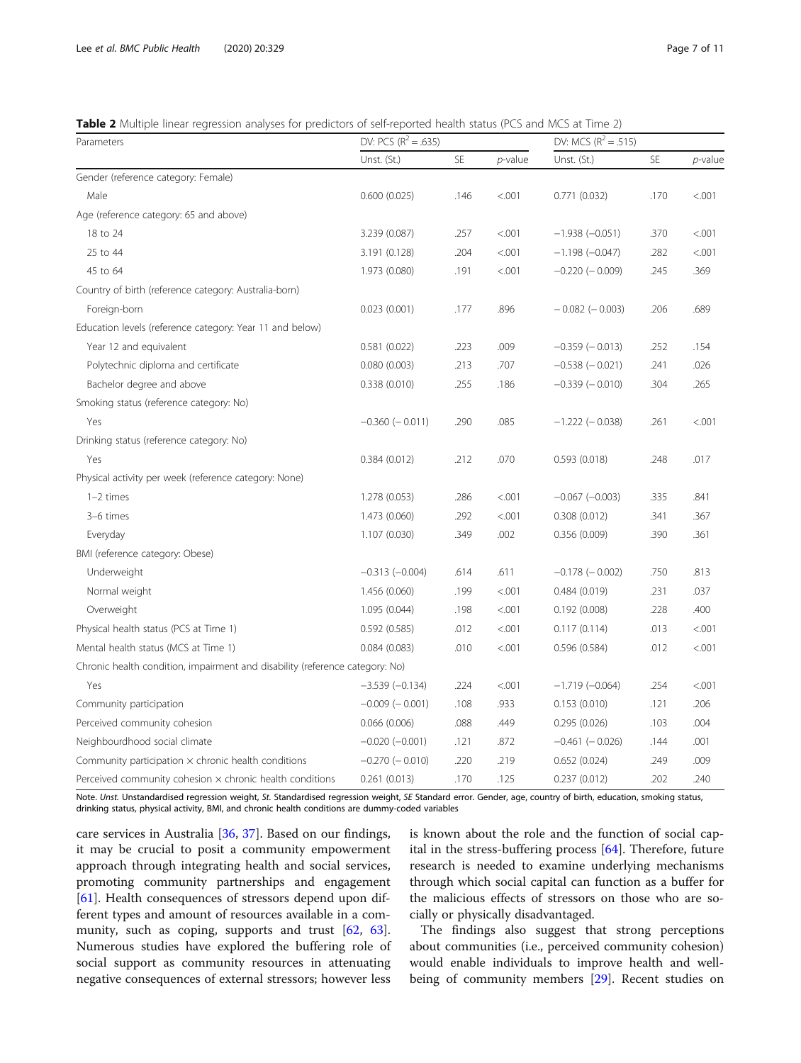**Table 2** Multiple linear regression analyses for predictors of self-reported health status (PCS and MCS at Time 2)

| Parameters | DV: PCS ($R^2 = .635$) | | | DV: MCS ($R^2 = .515$) | | |
|---|---|---|---|---|---|---|
| | Unst. (St.) | SE | *p*-value | Unst. (St.) | SE | *p*-value |
| Gender (reference category: Female) | | | | | | |
| Male | 0.600 (0.025) | .146 | <.001 | 0.771 (0.032) | .170 | <.001 |
| Age (reference category: 65 and above) | | | | | | |
| 18 to 24 | 3.239 (0.087) | .257 | <.001 | −1.938 (−0.051) | .370 | <.001 |
| 25 to 44 | 3.191 (0.128) | .204 | <.001 | −1.198 (−0.047) | .282 | <.001 |
| 45 to 64 | 1.973 (0.080) | .191 | <.001 | −0.220 (− 0.009) | .245 | .369 |
| Country of birth (reference category: Australia-born) | | | | | | |
| Foreign-born | 0.023 (0.001) | .177 | .896 | − 0.082 (− 0.003) | .206 | .689 |
| Education levels (reference category: Year 11 and below) | | | | | | |
| Year 12 and equivalent | 0.581 (0.022) | .223 | .009 | −0.359 (− 0.013) | .252 | .154 |
| Polytechnic diploma and certificate | 0.080 (0.003) | .213 | .707 | −0.538 (− 0.021) | .241 | .026 |
| Bachelor degree and above | 0.338 (0.010) | .255 | .186 | −0.339 (− 0.010) | .304 | .265 |
| Smoking status (reference category: No) | | | | | | |
| Yes | −0.360 (− 0.011) | .290 | .085 | −1.222 (− 0.038) | .261 | <.001 |
| Drinking status (reference category: No) | | | | | | |
| Yes | 0.384 (0.012) | .212 | .070 | 0.593 (0.018) | .248 | .017 |
| Physical activity per week (reference category: None) | | | | | | |
| 1–2 times | 1.278 (0.053) | .286 | <.001 | −0.067 (−0.003) | .335 | .841 |
| 3–6 times | 1.473 (0.060) | .292 | <.001 | 0.308 (0.012) | .341 | .367 |
| Everyday | 1.107 (0.030) | .349 | .002 | 0.356 (0.009) | .390 | .361 |
| BMI (reference category: Obese) | | | | | | |
| Underweight | −0.313 (−0.004) | .614 | .611 | −0.178 (− 0.002) | .750 | .813 |
| Normal weight | 1.456 (0.060) | .199 | <.001 | 0.484 (0.019) | .231 | .037 |
| Overweight | 1.095 (0.044) | .198 | <.001 | 0.192 (0.008) | .228 | .400 |
| Physical health status (PCS at Time 1) | 0.592 (0.585) | .012 | <.001 | 0.117 (0.114) | .013 | <.001 |
| Mental health status (MCS at Time 1) | 0.084 (0.083) | .010 | <.001 | 0.596 (0.584) | .012 | <.001 |
| Chronic health condition, impairment and disability (reference category: No) | | | | | | |
| Yes | −3.539 (−0.134) | .224 | <.001 | −1.719 (−0.064) | .254 | <.001 |
| Community participation | −0.009 (− 0.001) | .108 | .933 | 0.153 (0.010) | .121 | .206 |
| Perceived community cohesion | 0.066 (0.006) | .088 | .449 | 0.295 (0.026) | .103 | .004 |
| Neighbourdhood social climate | −0.020 (−0.001) | .121 | .872 | −0.461 (− 0.026) | .144 | .001 |
| Community participation × chronic health conditions | −0.270 (− 0.010) | .220 | .219 | 0.652 (0.024) | .249 | .009 |
| Perceived community cohesion × chronic health conditions | 0.261 (0.013) | .170 | .125 | 0.237 (0.012) | .202 | .240 |

Note. *Unst.* Unstandardised regression weight, *St.* Standardised regression weight, *SE* Standard error. Gender, age, country of birth, education, smoking status, drinking status, physical activity, BMI, and chronic health conditions are dummy-coded variables

care services in Australia [36, 37]. Based on our findings, it may be crucial to posit a community empowerment approach through integrating health and social services, promoting community partnerships and engagement [61]. Health consequences of stressors depend upon different types and amount of resources available in a community, such as coping, supports and trust [62, 63]. Numerous studies have explored the buffering role of social support as community resources in attenuating negative consequences of external stressors; however less is known about the role and the function of social capital in the stress-buffering process [64]. Therefore, future research is needed to examine underlying mechanisms through which social capital can function as a buffer for the malicious effects of stressors on those who are socially or physically disadvantaged.

The findings also suggest that strong perceptions about communities (i.e., perceived community cohesion) would enable individuals to improve health and well-being of community members [29]. Recent studies on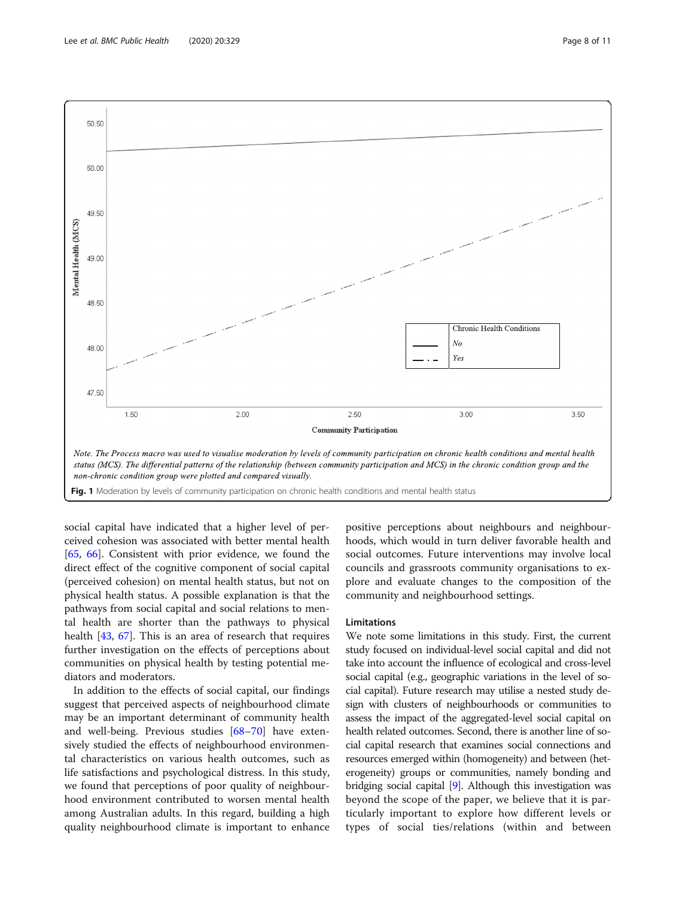Note. The Process macro was used to visualise moderation by levels of community participation on chronic health conditions and mental health status (MCS). The differential patterns of the relationship (between community participation and MCS) in the chronic condition group and the non-chronic condition group were plotted and compared visually.

**Fig. 1** Moderation by levels of community participation on chronic health conditions and mental health status

social capital have indicated that a higher level of perceived cohesion was associated with better mental health [65, 66]. Consistent with prior evidence, we found the direct effect of the cognitive component of social capital (perceived cohesion) on mental health status, but not on physical health status. A possible explanation is that the pathways from social capital and social relations to mental health are shorter than the pathways to physical health [43, 67]. This is an area of research that requires further investigation on the effects of perceptions about communities on physical health by testing potential mediators and moderators.

In addition to the effects of social capital, our findings suggest that perceived aspects of neighbourhood climate may be an important determinant of community health and well-being. Previous studies [68–70] have extensively studied the effects of neighbourhood environmental characteristics on various health outcomes, such as life satisfactions and psychological distress. In this study, we found that perceptions of poor quality of neighbourhood environment contributed to worsen mental health among Australian adults. In this regard, building a high quality neighbourhood climate is important to enhance positive perceptions about neighbours and neighbourhoods, which would in turn deliver favorable health and social outcomes. Future interventions may involve local councils and grassroots community organisations to explore and evaluate changes to the composition of the community and neighbourhood settings.

## Limitations

We note some limitations in this study. First, the current study focused on individual-level social capital and did not take into account the influence of ecological and cross-level social capital (e.g., geographic variations in the level of social capital). Future research may utilise a nested study design with clusters of neighbourhoods or communities to assess the impact of the aggregated-level social capital on health related outcomes. Second, there is another line of social capital research that examines social connections and resources emerged within (homogeneity) and between (heterogeneity) groups or communities, namely bonding and bridging social capital [9]. Although this investigation was beyond the scope of the paper, we believe that it is particularly important to explore how different levels or types of social ties/relations (within and between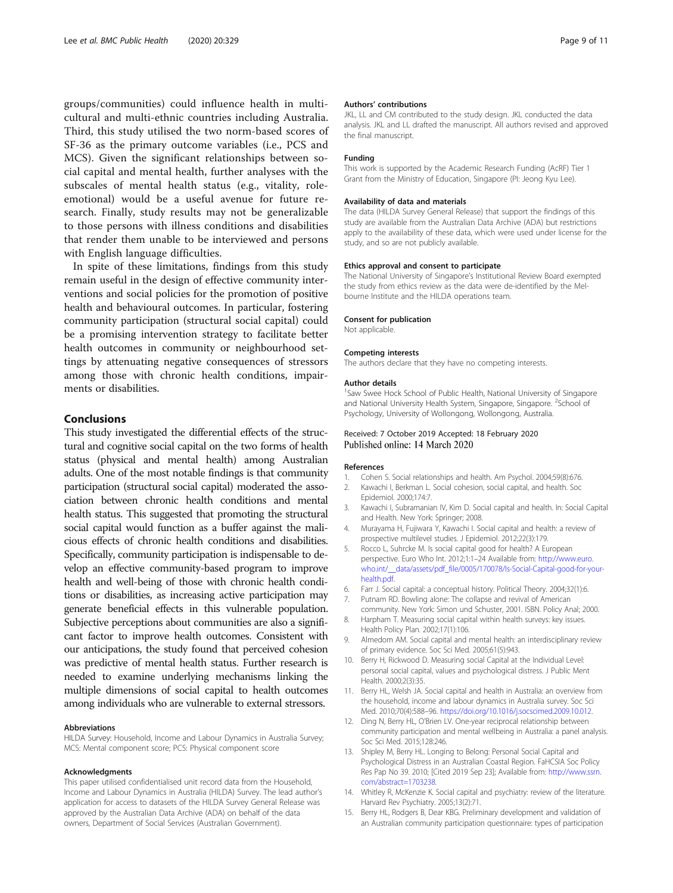groups/communities) could influence health in multicultural and multi-ethnic countries including Australia. Third, this study utilised the two norm-based scores of SF-36 as the primary outcome variables (i.e., PCS and MCS). Given the significant relationships between social capital and mental health, further analyses with the subscales of mental health status (e.g., vitality, role-emotional) would be a useful avenue for future research. Finally, study results may not be generalizable to those persons with illness conditions and disabilities that render them unable to be interviewed and persons with English language difficulties.

In spite of these limitations, findings from this study remain useful in the design of effective community interventions and social policies for the promotion of positive health and behavioural outcomes. In particular, fostering community participation (structural social capital) could be a promising intervention strategy to facilitate better health outcomes in community or neighbourhood settings by attenuating negative consequences of stressors among those with chronic health conditions, impairments or disabilities.

## Conclusions

This study investigated the differential effects of the structural and cognitive social capital on the two forms of health status (physical and mental health) among Australian adults. One of the most notable findings is that community participation (structural social capital) moderated the association between chronic health conditions and mental health status. This suggested that promoting the structural social capital would function as a buffer against the malicious effects of chronic health conditions and disabilities. Specifically, community participation is indispensable to develop an effective community-based program to improve health and well-being of those with chronic health conditions or disabilities, as increasing active participation may generate beneficial effects in this vulnerable population. Subjective perceptions about communities are also a significant factor to improve health outcomes. Consistent with our anticipations, the study found that perceived cohesion was predictive of mental health status. Further research is needed to examine underlying mechanisms linking the multiple dimensions of social capital to health outcomes among individuals who are vulnerable to external stressors.

#### Abbreviations

HILDA Survey: Household, Income and Labour Dynamics in Australia Survey; MCS: Mental component score; PCS: Physical component score

#### Acknowledgments

This paper utilised confidentialised unit record data from the Household, Income and Labour Dynamics in Australia (HILDA) Survey. The lead author's application for access to datasets of the HILDA Survey General Release was approved by the Australian Data Archive (ADA) on behalf of the data owners, Department of Social Services (Australian Government).

#### Authors' contributions

JKL, LL and CM contributed to the study design. JKL conducted the data analysis. JKL and LL drafted the manuscript. All authors revised and approved the final manuscript.

#### Funding

This work is supported by the Academic Research Funding (AcRF) Tier 1 Grant from the Ministry of Education, Singapore (PI: Jeong Kyu Lee).

#### Availability of data and materials

The data (HILDA Survey General Release) that support the findings of this study are available from the Australian Data Archive (ADA) but restrictions apply to the availability of these data, which were used under license for the study, and so are not publicly available.

#### Ethics approval and consent to participate

The National University of Singapore's Institutional Review Board exempted the study from ethics review as the data were de-identified by the Melbourne Institute and the HILDA operations team.

#### Consent for publication

Not applicable.

#### Competing interests

The authors declare that they have no competing interests.

#### Author details

[1]Saw Swee Hock School of Public Health, National University of Singapore and National University Health System, Singapore, Singapore. [2]School of Psychology, University of Wollongong, Wollongong, Australia.

Received: 7 October 2019 Accepted: 18 February 2020
Published online: 14 March 2020

#### References

1. Cohen S. Social relationships and health. Am Psychol. 2004;59(8):676.
2. Kawachi I, Berkman L. Social cohesion, social capital, and health. Soc Epidemiol. 2000;174:7.
3. Kawachi I, Subramanian IV, Kim D. Social capital and health. In: Social Capital and Health. New York: Springer; 2008.
4. Murayama H, Fujiwara Y, Kawachi I. Social capital and health: a review of prospective multilevel studies. J Epidemiol. 2012;22(3):179.
5. Rocco L, Suhrcke M. Is social capital good for health? A European perspective. Euro Who Int. 2012;1:1–24 Available from: http://www.euro.who.int/__data/assets/pdf_file/0005/170078/Is-Social-Capital-good-for-your-health.pdf.
6. Farr J. Social capital: a conceptual history. Political Theory. 2004;32(1):6.
7. Putnam RD. Bowling alone: The collapse and revival of American community. New York: Simon und Schuster, 2001. ISBN. Policy Anal; 2000.
8. Harpham T. Measuring social capital within health surveys: key issues. Health Policy Plan. 2002;17(1):106.
9. Almedom AM. Social capital and mental health: an interdisciplinary review of primary evidence. Soc Sci Med. 2005;61(5):943.
10. Berry H, Rickwood D. Measuring social Capital at the Individual Level: personal social capital, values and psychological distress. J Public Ment Health. 2000;2(3):35.
11. Berry HL, Welsh JA. Social capital and health in Australia: an overview from the household, income and labour dynamics in Australia survey. Soc Sci Med. 2010;70(4):588–96. https://doi.org/10.1016/j.socscimed.2009.10.012.
12. Ding N, Berry HL, O'Brien LV. One-year reciprocal relationship between community participation and mental wellbeing in Australia: a panel analysis. Soc Sci Med. 2015;128:246.
13. Shipley M, Berry HL. Longing to Belong: Personal Social Capital and Psychological Distress in an Australian Coastal Region. FaHCSIA Soc Policy Res Pap No 39. 2010; [Cited 2019 Sep 23]; Available from: http://www.ssrn.com/abstract=1703238.
14. Whitley R, McKenzie K. Social capital and psychiatry: review of the literature. Harvard Rev Psychiatry. 2005;13(2):71.
15. Berry HL, Rodgers B, Dear KBG. Preliminary development and validation of an Australian community participation questionnaire: types of participation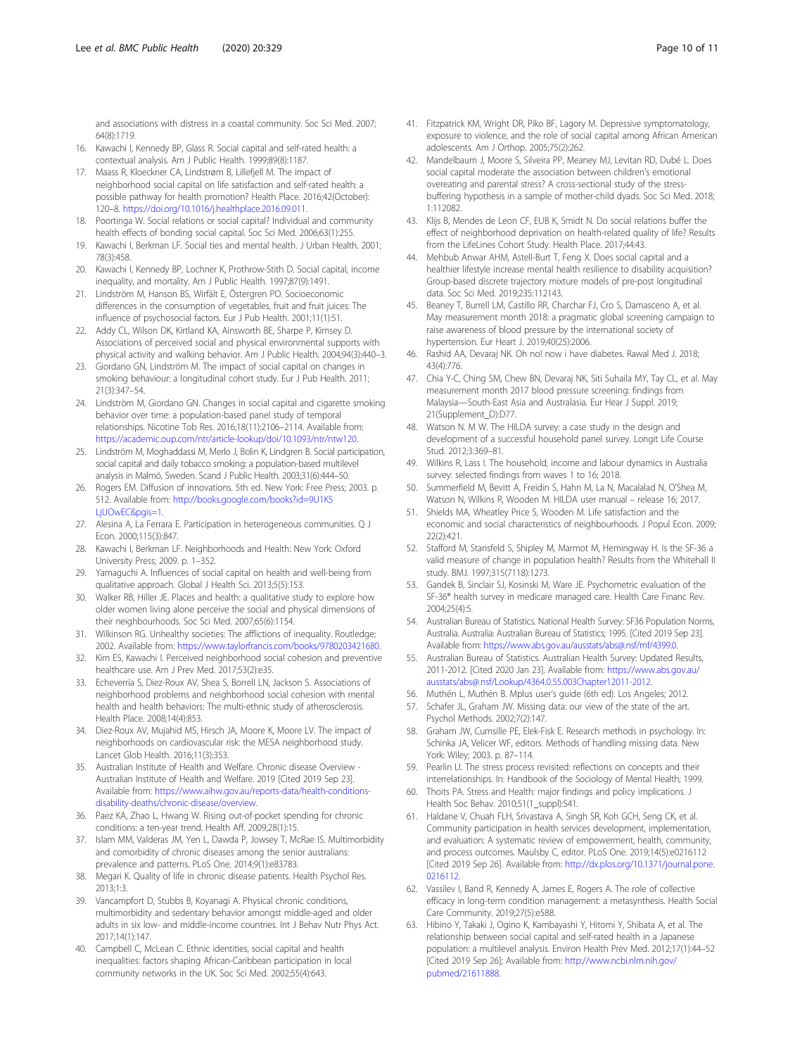and associations with distress in a coastal community. Soc Sci Med. 2007; 64(8):1719.

16. Kawachi I, Kennedy BP, Glass R. Social capital and self-rated health: a contextual analysis. Am J Public Health. 1999;89(8):1187.
17. Maass R, Kloeckner CA, Lindstrøm B, Lillefjell M. The impact of neighborhood social capital on life satisfaction and self-rated health: a possible pathway for health promotion? Health Place. 2016;42(October): 120–8. https://doi.org/10.1016/j.healthplace.2016.09.011.
18. Poortinga W. Social relations or social capital? Individual and community health effects of bonding social capital. Soc Sci Med. 2006;63(1):255.
19. Kawachi I, Berkman LF. Social ties and mental health. J Urban Health. 2001; 78(3):458.
20. Kawachi I, Kennedy BP, Lochner K, Prothrow-Stith D. Social capital, income inequality, and mortality. Am J Public Health. 1997;87(9):1491.
21. Lindström M, Hanson BS, Wirfält E, Östergren PO. Socioeconomic differences in the consumption of vegetables, fruit and fruit juices: The influence of psychosocial factors. Eur J Pub Health. 2001;11(1):51.
22. Addy CL, Wilson DK, Kirtland KA, Ainsworth BE, Sharpe P, Kimsey D. Associations of perceived social and physical environmental supports with physical activity and walking behavior. Am J Public Health. 2004;94(3):440–3.
23. Giordano GN, Lindström M. The impact of social capital on changes in smoking behaviour: a longitudinal cohort study. Eur J Pub Health. 2011; 21(3):347–54.
24. Lindström M, Giordano GN. Changes in social capital and cigarette smoking behavior over time: a population-based panel study of temporal relationships. Nicotine Tob Res. 2016;18(11):2106–2114. Available from: https://academic.oup.com/ntr/article-lookup/doi/10.1093/ntr/ntw120.
25. Lindström M, Moghaddassi M, Merlo J, Bolin K, Lindgren B. Social participation, social capital and daily tobacco smoking: a population-based multilevel analysis in Malmö, Sweden. Scand J Public Health. 2003;31(6):444–50.
26. Rogers EM. Diffusion of innovations. 5th ed. New York: Free Press; 2003. p. 512. Available from: http://books.google.com/books?id=9U1K5LjUOwEC&pgis=1.
27. Alesina A, La Ferrara E. Participation in heterogeneous communities. Q J Econ. 2000;115(3):847.
28. Kawachi I, Berkman LF. Neighborhoods and Health: New York: Oxford University Press; 2009. p. 1–352.
29. Yamaguchi A. Influences of social capital on health and well-being from qualitative approach. Global J Health Sci. 2013;5(5):153.
30. Walker RB, Hiller JE. Places and health: a qualitative study to explore how older women living alone perceive the social and physical dimensions of their neighbourhoods. Soc Sci Med. 2007;65(6):1154.
31. Wilkinson RG. Unhealthy societies: The afflictions of inequality. Routledge; 2002. Available from: https://www.taylorfrancis.com/books/9780203421680.
32. Kim ES, Kawachi I. Perceived neighborhood social cohesion and preventive healthcare use. Am J Prev Med. 2017;53(2):e35.
33. Echeverría S, Diez-Roux AV, Shea S, Borrell LN, Jackson S. Associations of neighborhood problems and neighborhood social cohesion with mental health and health behaviors: The multi-ethnic study of atherosclerosis. Health Place. 2008;14(4):853.
34. Diez-Roux AV, Mujahid MS, Hirsch JA, Moore K, Moore LV. The impact of neighborhoods on cardiovascular risk: the MESA neighborhood study. Lancet Glob Health. 2016;11(3):353.
35. Australian Institute of Health and Welfare. Chronic disease Overview - Australian Institute of Health and Welfare. 2019 [Cited 2019 Sep 23]. Available from: https://www.aihw.gov.au/reports-data/health-conditions-disability-deaths/chronic-disease/overview.
36. Paez KA, Zhao L, Hwang W. Rising out-of-pocket spending for chronic conditions: a ten-year trend. Health Aff. 2009;28(1):15.
37. Islam MM, Valderas JM, Yen L, Dawda P, Jowsey T, McRae IS. Multimorbidity and comorbidity of chronic diseases among the senior australians: prevalence and patterns. PLoS One. 2014;9(1):e83783.
38. Megari K. Quality of life in chronic disease patients. Health Psychol Res. 2013;1:3.
39. Vancampfort D, Stubbs B, Koyanagi A. Physical chronic conditions, multimorbidity and sedentary behavior amongst middle-aged and older adults in six low- and middle-income countries. Int J Behav Nutr Phys Act. 2017;14(1):147.
40. Campbell C, McLean C. Ethnic identities, social capital and health inequalities: factors shaping African-Caribbean participation in local community networks in the UK. Soc Sci Med. 2002;55(4):643.
41. Fitzpatrick KM, Wright DR, Piko BF, Lagory M. Depressive symptomatology, exposure to violence, and the role of social capital among African American adolescents. Am J Orthop. 2005;75(2):262.
42. Mandelbaum J, Moore S, Silveira PP, Meaney MJ, Levitan RD, Dubé L. Does social capital moderate the association between children's emotional overeating and parental stress? A cross-sectional study of the stress-buffering hypothesis in a sample of mother-child dyads. Soc Sci Med. 2018; 1:112082.
43. Klijs B, Mendes de Leon CF, EUB K, Smidt N. Do social relations buffer the effect of neighborhood deprivation on health-related quality of life? Results from the LifeLines Cohort Study. Health Place. 2017;44:43.
44. Mehbub Anwar AHM, Astell-Burt T, Feng X. Does social capital and a healthier lifestyle increase mental health resilience to disability acquisition? Group-based discrete trajectory mixture models of pre-post longitudinal data. Soc Sci Med. 2019;235:112143.
45. Beaney T, Burrell LM, Castillo RR, Charchar FJ, Cro S, Damasceno A, et al. May measurement month 2018: a pragmatic global screening campaign to raise awareness of blood pressure by the international society of hypertension. Eur Heart J. 2019;40(25):2006.
46. Rashid AA, Devaraj NK. Oh no! now i have diabetes. Rawal Med J. 2018; 43(4):776.
47. Chia Y-C, Ching SM, Chew BN, Devaraj NK, Siti Suhaila MY, Tay CL, et al. May measurement month 2017 blood pressure screening: findings from Malaysia—South-East Asia and Australasia. Eur Hear J Suppl. 2019; 21(Supplement_D):D77.
48. Watson N. M W. The HILDA survey: a case study in the design and development of a successful household panel survey. Longit Life Course Stud. 2012;3:369–81.
49. Wilkins R, Lass I. The household, income and labour dynamics in Australia survey: selected findings from waves 1 to 16; 2018.
50. Summerfield M, Bevitt A, Freidin S, Hahn M, La N, Macalalad N, O'Shea M, Watson N, Wilkins R, Wooden M. HILDA user manual – release 16; 2017.
51. Shields MA, Wheatley Price S, Wooden M. Life satisfaction and the economic and social characteristics of neighbourhoods. J Popul Econ. 2009; 22(2):421.
52. Stafford M, Stansfeld S, Shipley M, Marmot M, Hemingway H. Is the SF-36 a valid measure of change in population health? Results from the Whitehall II study. BMJ. 1997;315(7118):1273.
53. Gandek B, Sinclair SJ, Kosinski M, Ware JE. Psychometric evaluation of the SF-36® health survey in medicare managed care. Health Care Financ Rev. 2004;25(4):5.
54. Australian Bureau of Statistics. National Health Survey: SF36 Population Norms, Australia. Australia: Australian Bureau of Statistics; 1995. [Cited 2019 Sep 23]. Available from: https://www.abs.gov.au/ausstats/abs@.nsf/mf/4399.0.
55. Australian Bureau of Statistics. Australian Health Survey: Updated Results, 2011-2012. [Cited 2020 Jan 23]. Available from: https://www.abs.gov.au/ausstats/abs@.nsf/Lookup/4364.0.55.003Chapter12011-2012.
56. Muthén L, Muthén B. Mplus user's guide (6th ed). Los Angeles; 2012.
57. Schafer JL, Graham JW. Missing data: our view of the state of the art. Psychol Methods. 2002;7(2):147.
58. Graham JW, Cumsille PE, Elek-Fisk E. Research methods in psychology. In: Schinka JA, Velicer WF, editors. Methods of handling missing data. New York: Wiley; 2003. p. 87–114.
59. Pearlin LI. The stress process revisited: reflections on concepts and their interrelationships. In: Handbook of the Sociology of Mental Health; 1999.
60. Thoits PA. Stress and Health: major findings and policy implications. J Health Soc Behav. 2010;51(1_suppl):S41.
61. Haldane V, Chuah FLH, Srivastava A, Singh SR, Koh GCH, Seng CK, et al. Community participation in health services development, implementation, and evaluation: A systematic review of empowerment, health, community, and process outcomes. Maulsby C, editor. PLoS One. 2019;14(5):e0216112 [Cited 2019 Sep 26]. Available from: http://dx.plos.org/10.1371/journal.pone.0216112.
62. Vassilev I, Band R, Kennedy A, James E, Rogers A. The role of collective efficacy in long-term condition management: a metasynthesis. Health Social Care Community. 2019;27(5):e588.
63. Hibino Y, Takaki J, Ogino K, Kambayashi Y, Hitomi Y, Shibata A, et al. The relationship between social capital and self-rated health in a Japanese population: a multilevel analysis. Environ Health Prev Med. 2012;17(1):44–52 [Cited 2019 Sep 26]; Available from: http://www.ncbi.nlm.nih.gov/pubmed/21611888.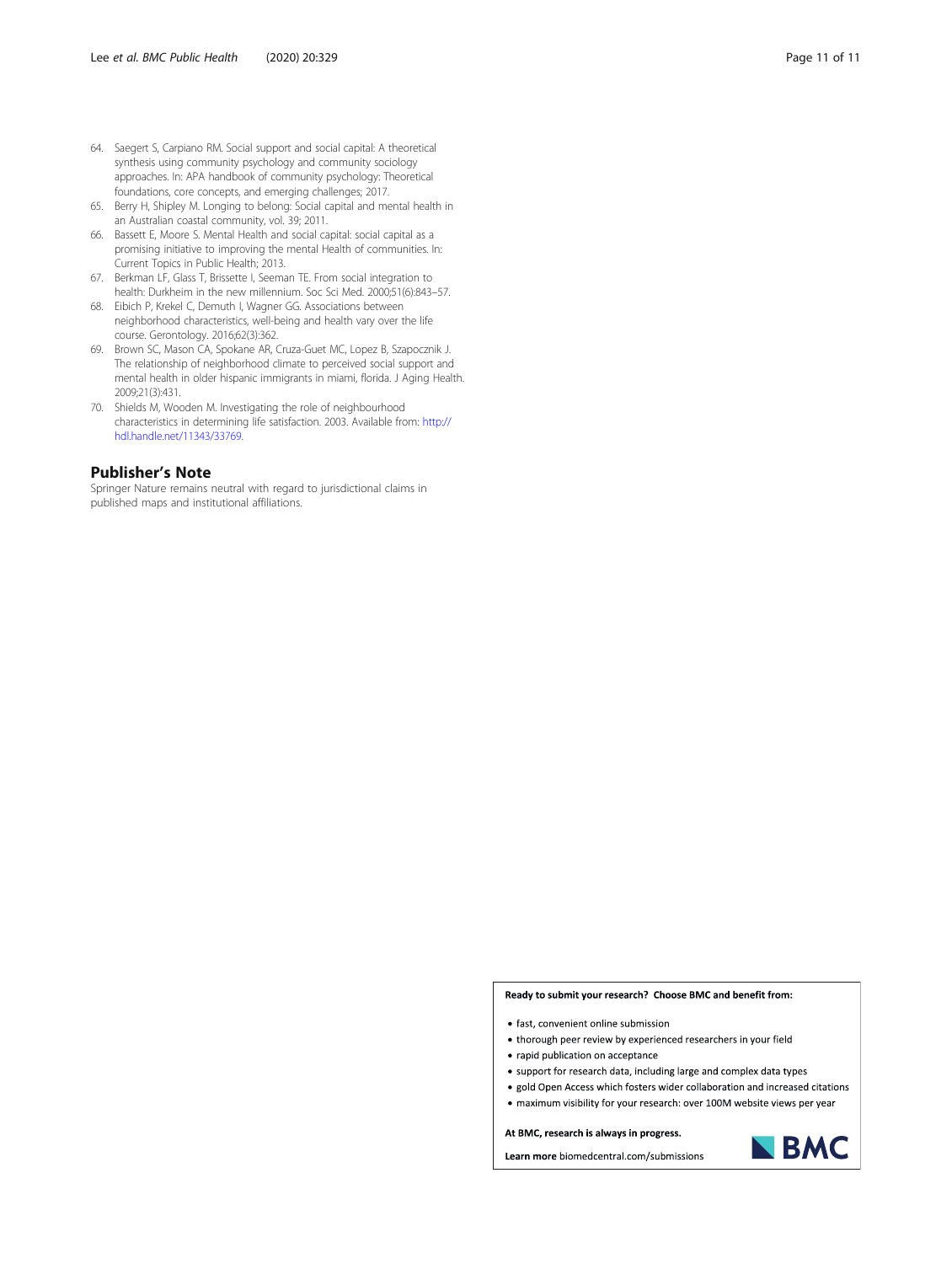64. Saegert S, Carpiano RM. Social support and social capital: A theoretical synthesis using community psychology and community sociology approaches. In: APA handbook of community psychology: Theoretical foundations, core concepts, and emerging challenges; 2017.
65. Berry H, Shipley M. Longing to belong: Social capital and mental health in an Australian coastal community, vol. 39; 2011.
66. Bassett E, Moore S. Mental Health and social capital: social capital as a promising initiative to improving the mental Health of communities. In: Current Topics in Public Health; 2013.
67. Berkman LF, Glass T, Brissette I, Seeman TE. From social integration to health: Durkheim in the new millennium. Soc Sci Med. 2000;51(6):843–57.
68. Eibich P, Krekel C, Demuth I, Wagner GG. Associations between neighborhood characteristics, well-being and health vary over the life course. Gerontology. 2016;62(3):362.
69. Brown SC, Mason CA, Spokane AR, Cruza-Guet MC, Lopez B, Szapocznik J. The relationship of neighborhood climate to perceived social support and mental health in older hispanic immigrants in miami, florida. J Aging Health. 2009;21(3):431.
70. Shields M, Wooden M. Investigating the role of neighbourhood characteristics in determining life satisfaction. 2003. Available from: http://hdl.handle.net/11343/33769.

## Publisher's Note

Springer Nature remains neutral with regard to jurisdictional claims in published maps and institutional affiliations.

**Ready to submit your research? Choose BMC and benefit from:**

- fast, convenient online submission
- thorough peer review by experienced researchers in your field
- rapid publication on acceptance
- support for research data, including large and complex data types
- gold Open Access which fosters wider collaboration and increased citations
- maximum visibility for your research: over 100M website views per year

**At BMC, research is always in progress.**

**Learn more** biomedcentral.com/submissions

BMC